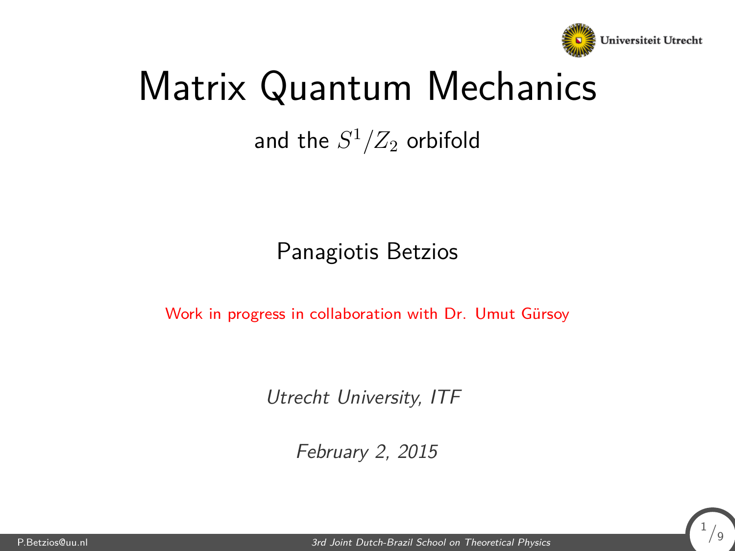# Matrix Quantum Mechanics

## and the $S^1/Z_2$ orbifold

Panagiotis Betzios

Work in progress in collaboration with Dr. Umut Gürsoy

*Utrecht University, ITF*

*February 2, 2015*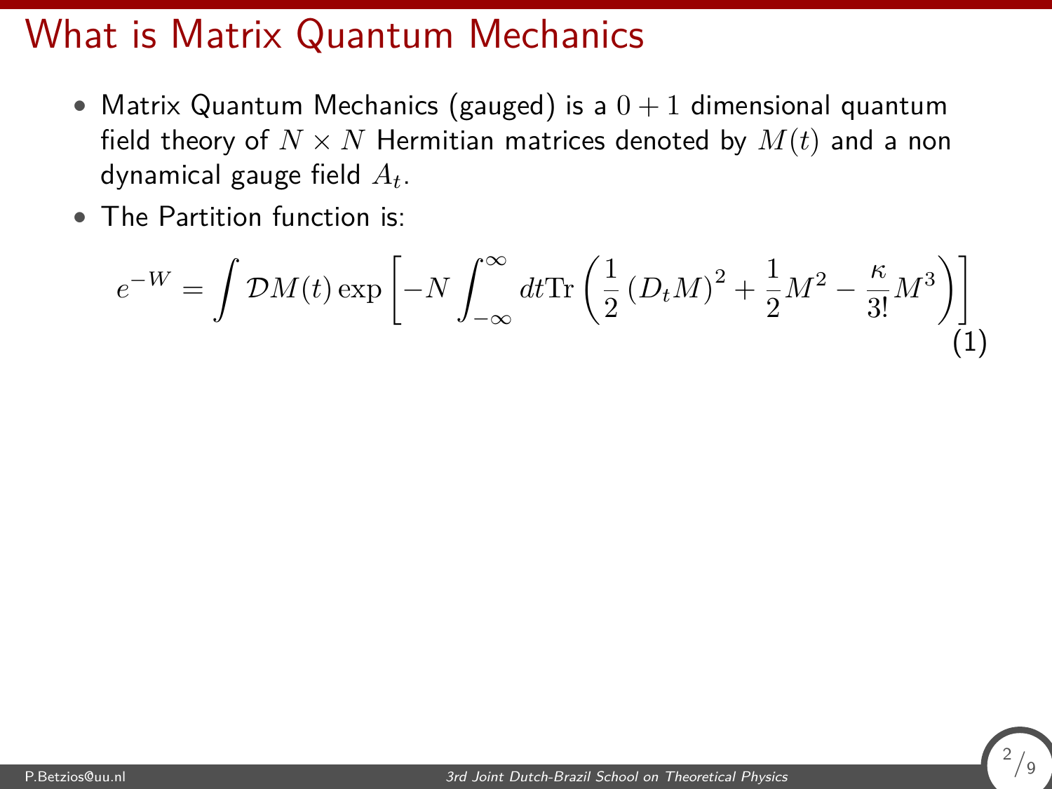# What is Matrix Quantum Mechanics

- Matrix Quantum Mechanics (gauged) is a $0+1$ dimensional quantum field theory of $N \times N$ Hermitian matrices denoted by $M(t)$ and a non dynamical gauge field $A_t$.
- The Partition function is:

$$e^{-W} = \int \mathcal{D}M(t) \exp\left[-N \int_{-\infty}^{\infty} dt \mathrm{Tr}\left(\frac{1}{2}\left(D_t M\right)^2 + \frac{1}{2}M^2 - \frac{\kappa}{3!}M^3\right)\right] \tag{1}$$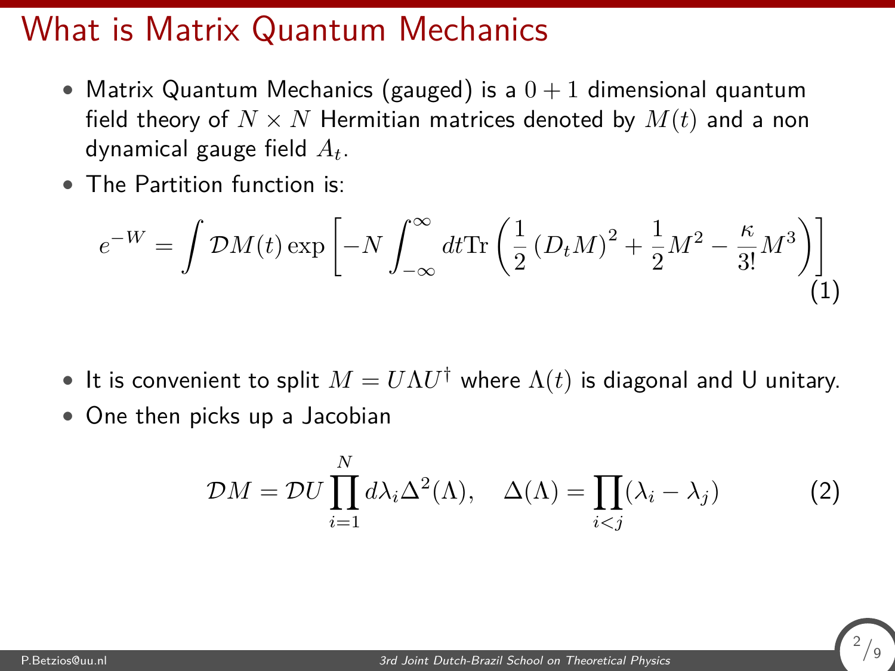# What is Matrix Quantum Mechanics

- Matrix Quantum Mechanics (gauged) is a $0+1$ dimensional quantum field theory of $N \times N$ Hermitian matrices denoted by $M(t)$ and a non dynamical gauge field $A_t$.
- The Partition function is:

$$e^{-W} = \int \mathcal{D}M(t) \exp\left[-N \int_{-\infty}^{\infty} dt \mathrm{Tr}\left(\frac{1}{2}\left(D_t M\right)^2 + \frac{1}{2}M^2 - \frac{\kappa}{3!}M^3\right)\right] \tag{1}$$

- It is convenient to split $M = U\Lambda U^\dagger$ where $\Lambda(t)$ is diagonal and U unitary.
- One then picks up a Jacobian

$$\mathcal{D}M = \mathcal{D}U \prod_{i=1}^{N} d\lambda_i \Delta^2(\Lambda), \quad \Delta(\Lambda) = \prod_{i<j}(\lambda_i - \lambda_j) \tag{2}$$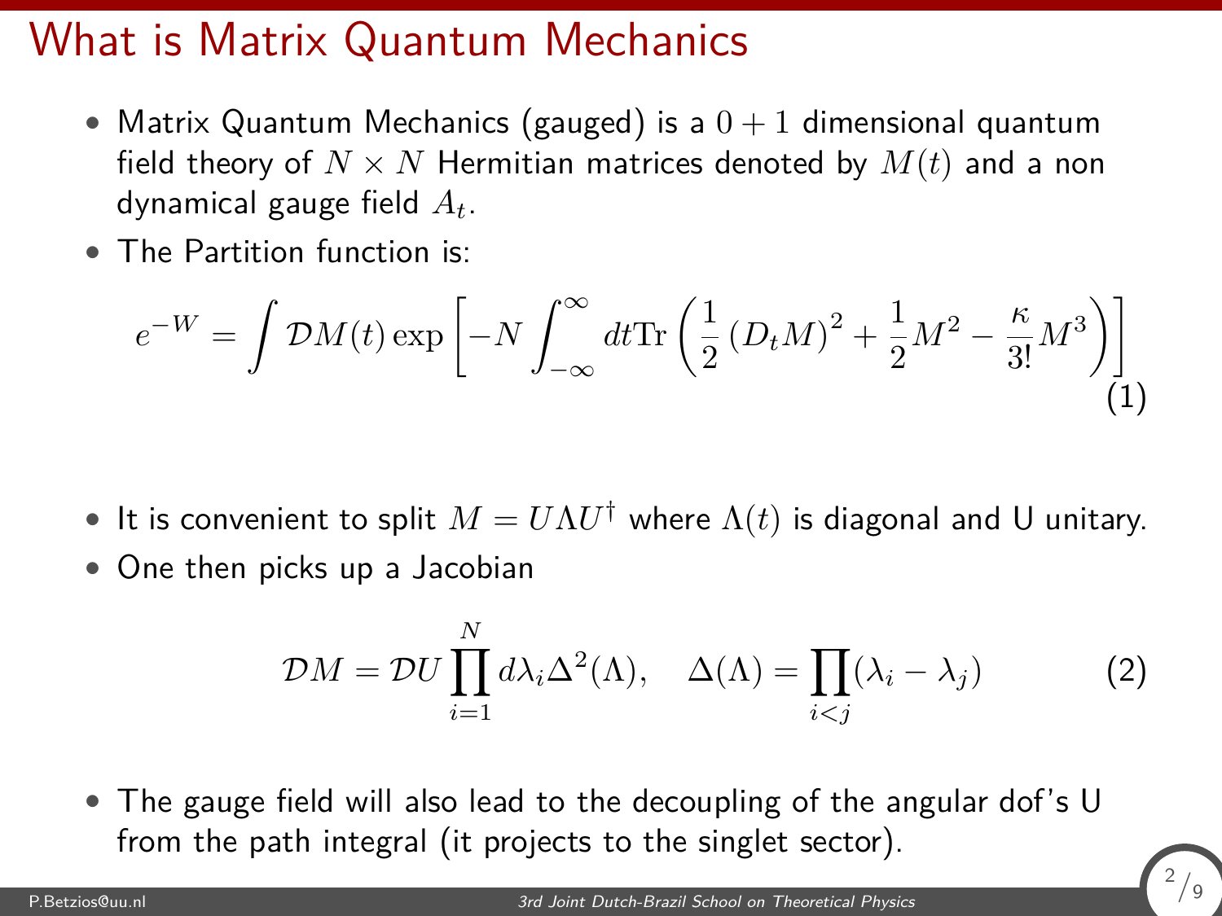# What is Matrix Quantum Mechanics

- Matrix Quantum Mechanics (gauged) is a $0+1$ dimensional quantum field theory of $N \times N$ Hermitian matrices denoted by $M(t)$ and a non dynamical gauge field $A_t$.
- The Partition function is:

$$e^{-W} = \int \mathcal{D}M(t) \exp\left[-N \int_{-\infty}^{\infty} dt \mathrm{Tr}\left(\frac{1}{2}\left(D_t M\right)^2 + \frac{1}{2}M^2 - \frac{\kappa}{3!}M^3\right)\right] \tag{1}$$

- It is convenient to split $M = U\Lambda U^\dagger$ where $\Lambda(t)$ is diagonal and U unitary.
- One then picks up a Jacobian

$$\mathcal{D}M = \mathcal{D}U \prod_{i=1}^{N} d\lambda_i \Delta^2(\Lambda), \quad \Delta(\Lambda) = \prod_{i<j}(\lambda_i - \lambda_j) \tag{2}$$

- The gauge field will also lead to the decoupling of the angular dof's U from the path integral (it projects to the singlet sector).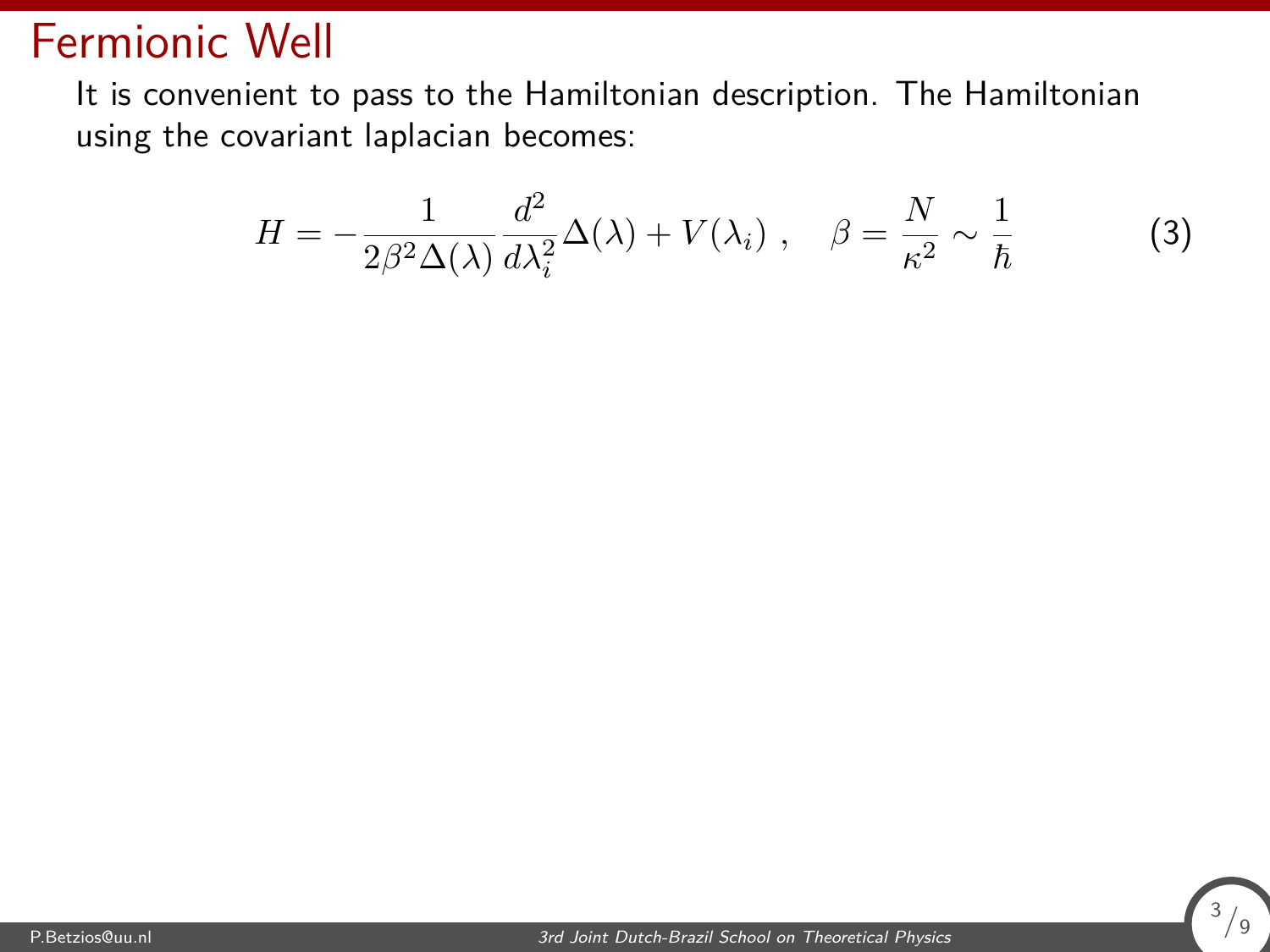# Fermionic Well

It is convenient to pass to the Hamiltonian description. The Hamiltonian using the covariant laplacian becomes:

$$H = -\frac{1}{2\beta^2 \Delta(\lambda)} \frac{d^2}{d\lambda_i^2} \Delta(\lambda) + V(\lambda_i) \ , \quad \beta = \frac{N}{\kappa^2} \sim \frac{1}{\hbar} \tag{3}$$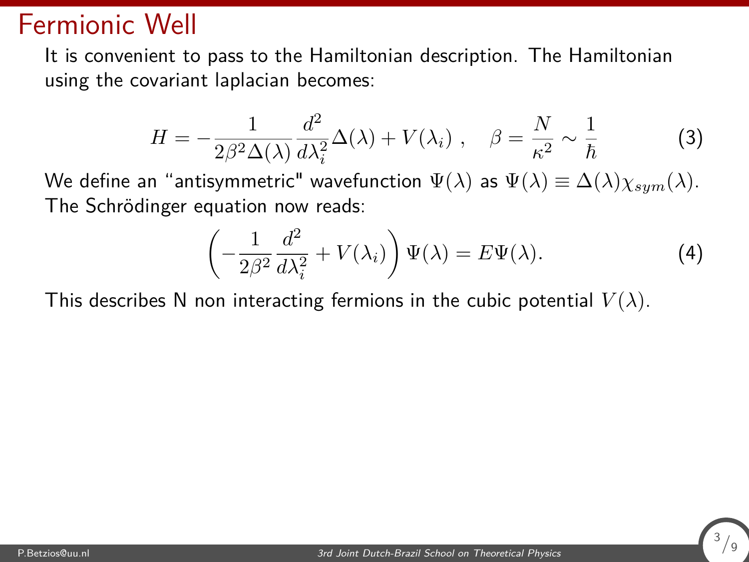# Fermionic Well

It is convenient to pass to the Hamiltonian description. The Hamiltonian using the covariant laplacian becomes:

$$H = -\frac{1}{2\beta^2 \Delta(\lambda)} \frac{d^2}{d\lambda_i^2} \Delta(\lambda) + V(\lambda_i) \ , \quad \beta = \frac{N}{\kappa^2} \sim \frac{1}{\hbar} \tag{3}$$

We define an "antisymmetric" wavefunction $\Psi(\lambda)$ as $\Psi(\lambda) \equiv \Delta(\lambda)\chi_{sym}(\lambda)$. The Schrödinger equation now reads:

$$\left(-\frac{1}{2\beta^2}\frac{d^2}{d\lambda_i^2} + V(\lambda_i)\right)\Psi(\lambda) = E\Psi(\lambda). \tag{4}$$

This describes N non interacting fermions in the cubic potential $V(\lambda)$.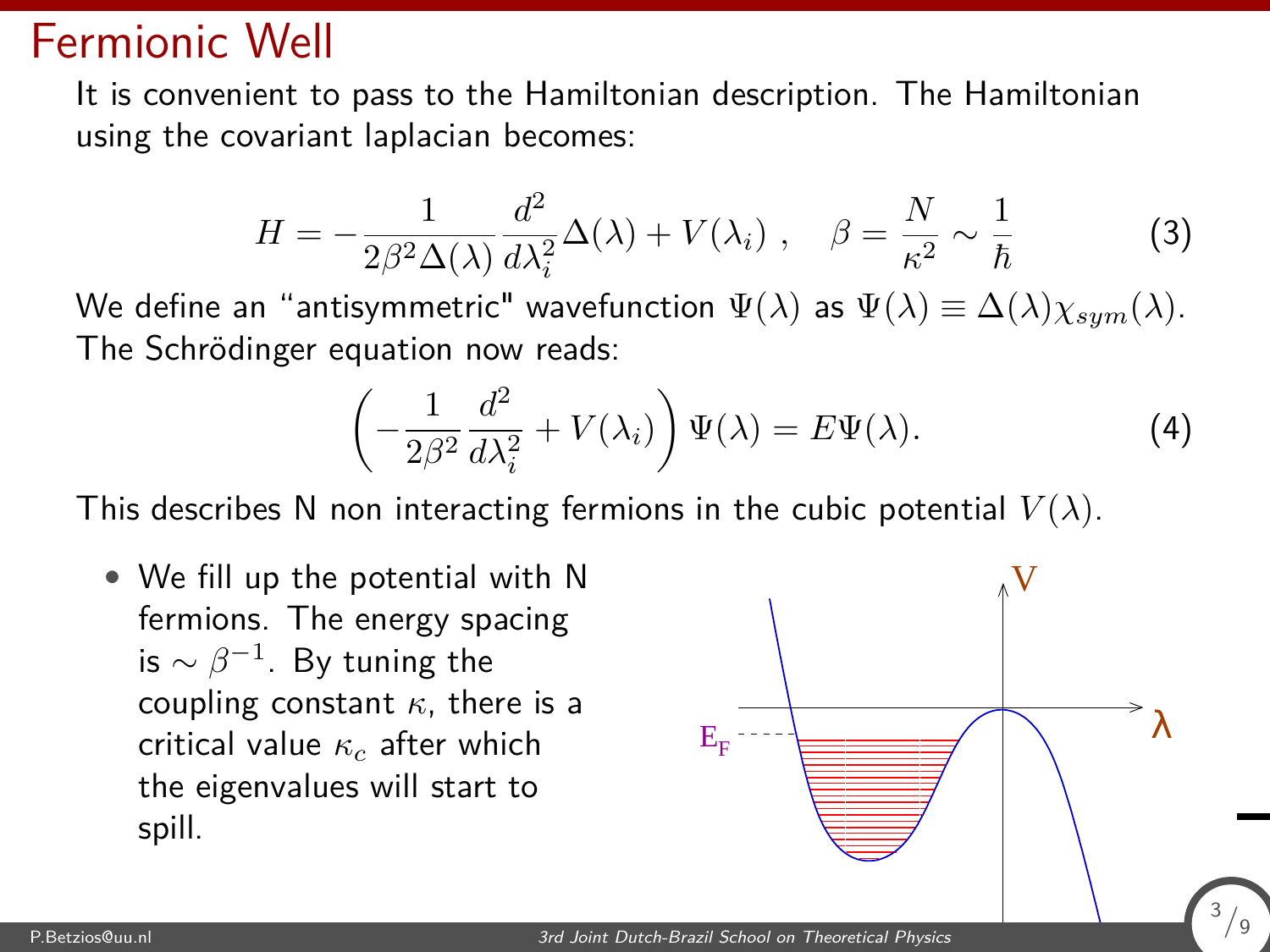# Fermionic Well

It is convenient to pass to the Hamiltonian description. The Hamiltonian using the covariant laplacian becomes:

$$H = -\frac{1}{2\beta^2 \Delta(\lambda)} \frac{d^2}{d\lambda_i^2} \Delta(\lambda) + V(\lambda_i) \, , \quad \beta = \frac{N}{\kappa^2} \sim \frac{1}{\hbar} \tag{3}$$

We define an "antisymmetric" wavefunction $\Psi(\lambda)$ as $\Psi(\lambda) \equiv \Delta(\lambda)\chi_{sym}(\lambda)$. The Schrödinger equation now reads:

$$\left( -\frac{1}{2\beta^2} \frac{d^2}{d\lambda_i^2} + V(\lambda_i) \right) \Psi(\lambda) = E\Psi(\lambda). \tag{4}$$

This describes N non interacting fermions in the cubic potential $V(\lambda)$.

- We fill up the potential with N fermions. The energy spacing is $\sim \beta^{-1}$. By tuning the coupling constant $\kappa$, there is a critical value $\kappa_c$ after which the eigenvalues will start to spill.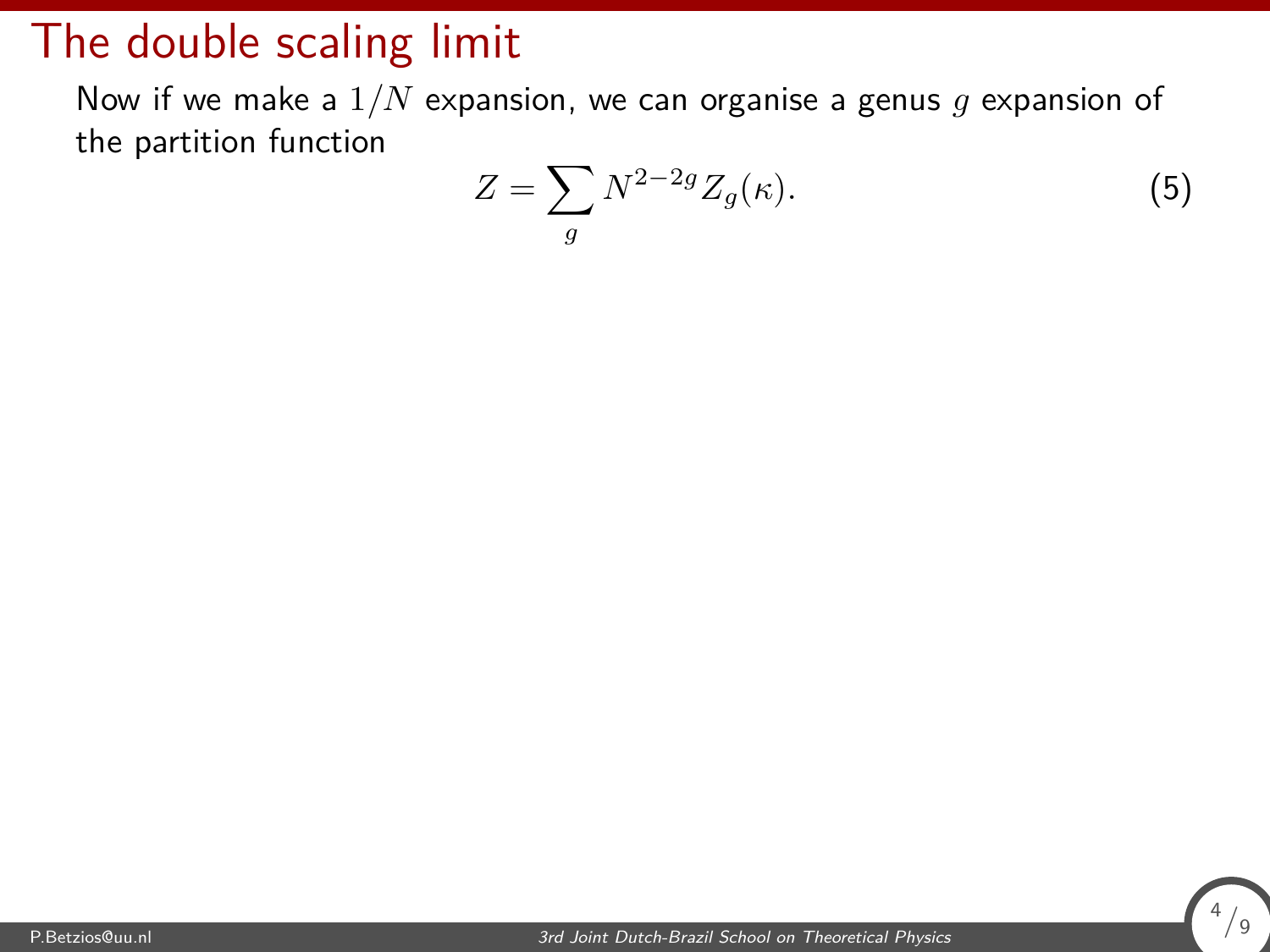# The double scaling limit

Now if we make a $1/N$ expansion, we can organise a genus $g$ expansion of the partition function

$$Z = \sum_g N^{2-2g} Z_g(\kappa). \tag{5}$$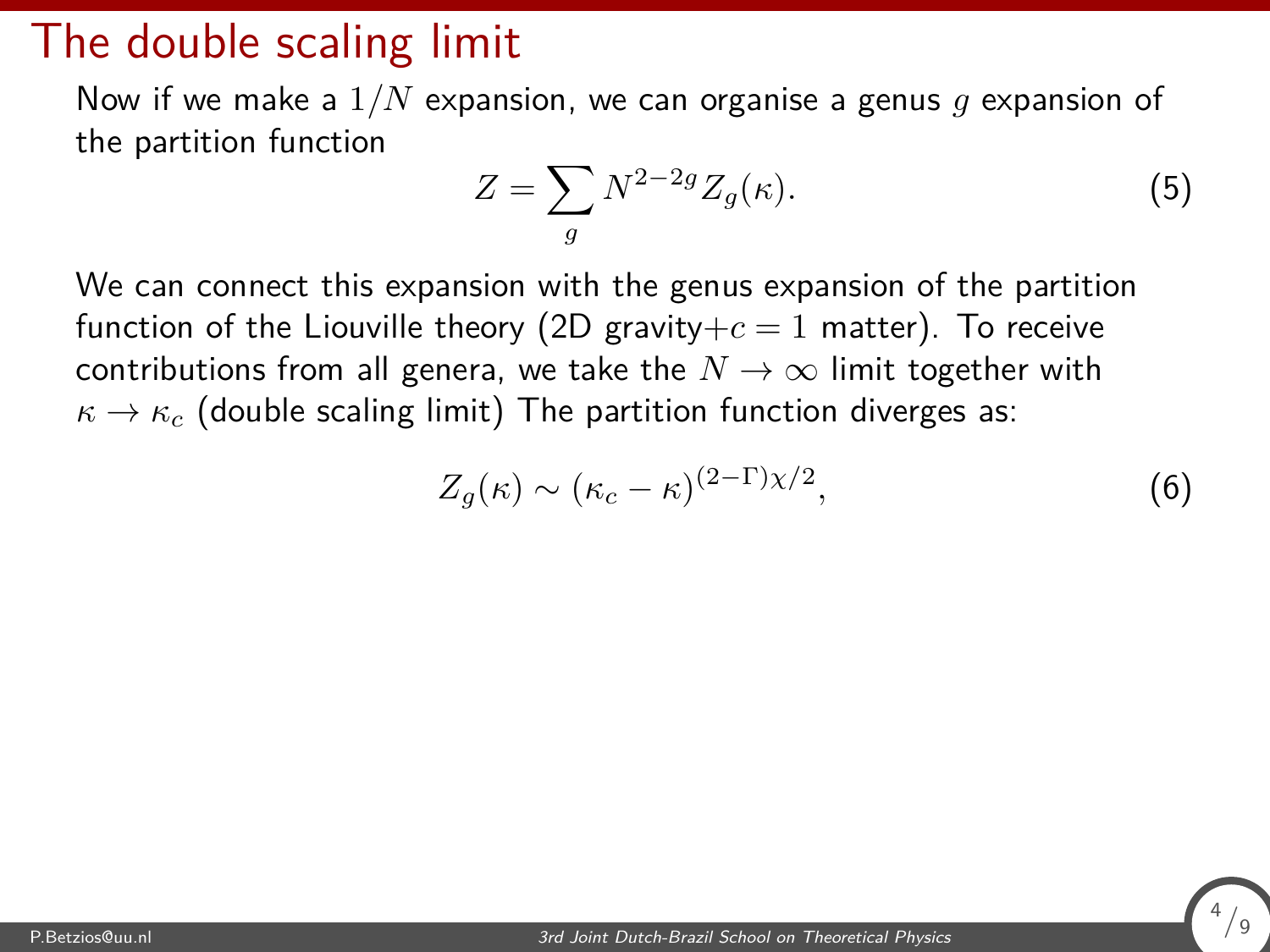# The double scaling limit

Now if we make a $1/N$ expansion, we can organise a genus $g$ expansion of the partition function

$$Z = \sum_g N^{2-2g} Z_g(\kappa). \tag{5}$$

We can connect this expansion with the genus expansion of the partition function of the Liouville theory (2D gravity$+c=1$ matter). To receive contributions from all genera, we take the $N \to \infty$ limit together with $\kappa \to \kappa_c$ (double scaling limit) The partition function diverges as:

$$Z_g(\kappa) \sim (\kappa_c - \kappa)^{(2-\Gamma)\chi/2}, \tag{6}$$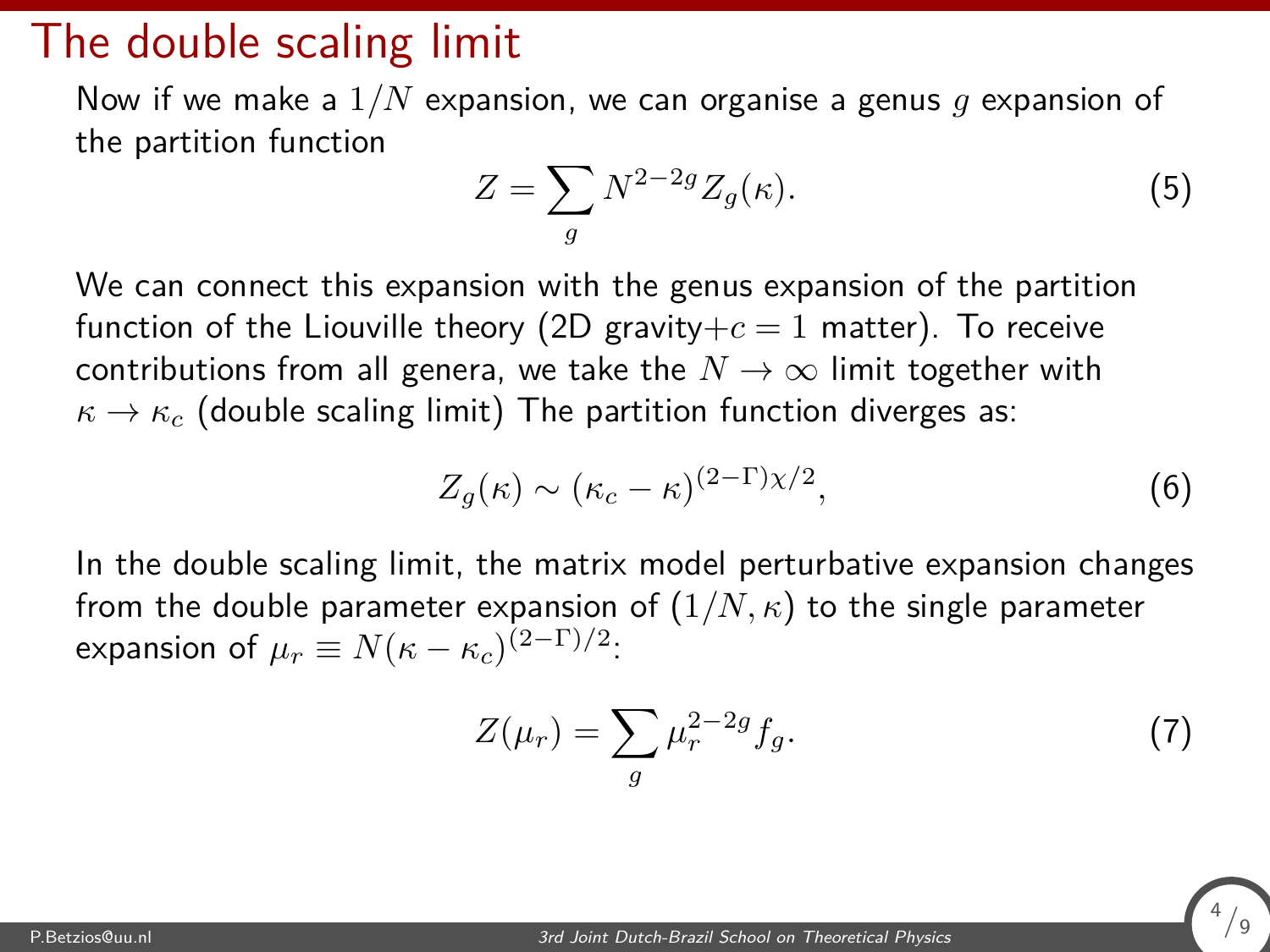# The double scaling limit

Now if we make a $1/N$ expansion, we can organise a genus $g$ expansion of the partition function

$$Z = \sum_g N^{2-2g} Z_g(\kappa). \tag{5}$$

We can connect this expansion with the genus expansion of the partition function of the Liouville theory (2D gravity+$c = 1$ matter). To receive contributions from all genera, we take the $N \to \infty$ limit together with $\kappa \to \kappa_c$ (double scaling limit) The partition function diverges as:

$$Z_g(\kappa) \sim (\kappa_c - \kappa)^{(2-\Gamma)\chi/2}, \tag{6}$$

In the double scaling limit, the matrix model perturbative expansion changes from the double parameter expansion of $(1/N, \kappa)$ to the single parameter expansion of $\mu_r \equiv N(\kappa - \kappa_c)^{(2-\Gamma)/2}$:

$$Z(\mu_r) = \sum_g \mu_r^{2-2g} f_g. \tag{7}$$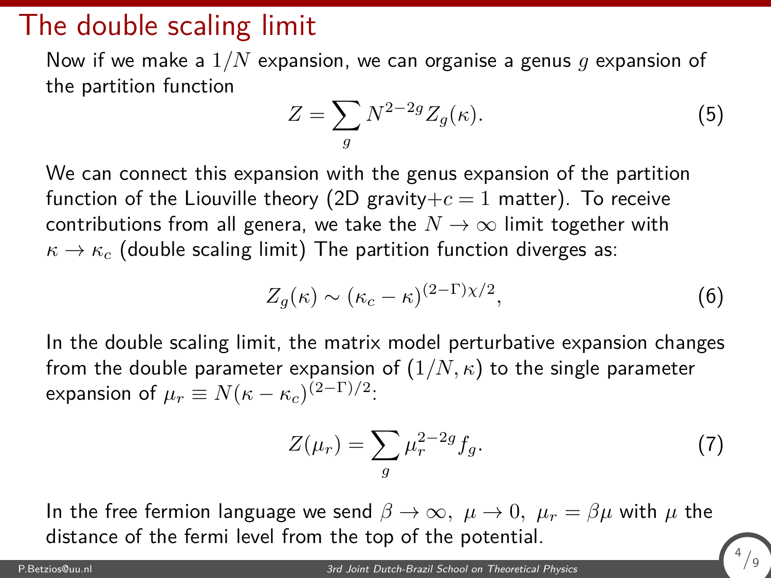# The double scaling limit

Now if we make a $1/N$ expansion, we can organise a genus $g$ expansion of the partition function

$$Z = \sum_g N^{2-2g} Z_g(\kappa). \tag{5}$$

We can connect this expansion with the genus expansion of the partition function of the Liouville theory (2D gravity+$c = 1$ matter). To receive contributions from all genera, we take the $N \to \infty$ limit together with $\kappa \to \kappa_c$ (double scaling limit) The partition function diverges as:

$$Z_g(\kappa) \sim (\kappa_c - \kappa)^{(2-\Gamma)\chi/2}, \tag{6}$$

In the double scaling limit, the matrix model perturbative expansion changes from the double parameter expansion of $(1/N, \kappa)$ to the single parameter expansion of $\mu_r \equiv N(\kappa - \kappa_c)^{(2-\Gamma)/2}$:

$$Z(\mu_r) = \sum_g \mu_r^{2-2g} f_g. \tag{7}$$

In the free fermion language we send $\beta \to \infty, \ \mu \to 0, \ \mu_r = \beta\mu$ with $\mu$ the distance of the fermi level from the top of the potential.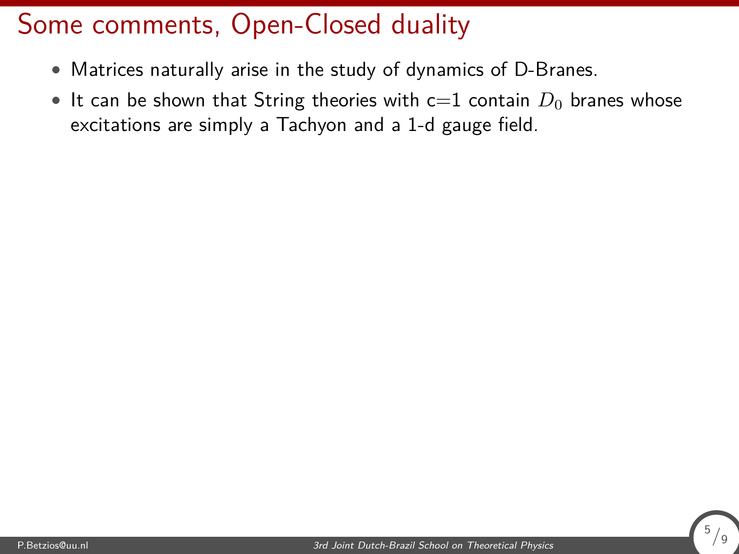# Some comments, Open-Closed duality

- Matrices naturally arise in the study of dynamics of D-Branes.
- It can be shown that String theories with c=1 contain $D_0$ branes whose excitations are simply a Tachyon and a 1-d gauge field.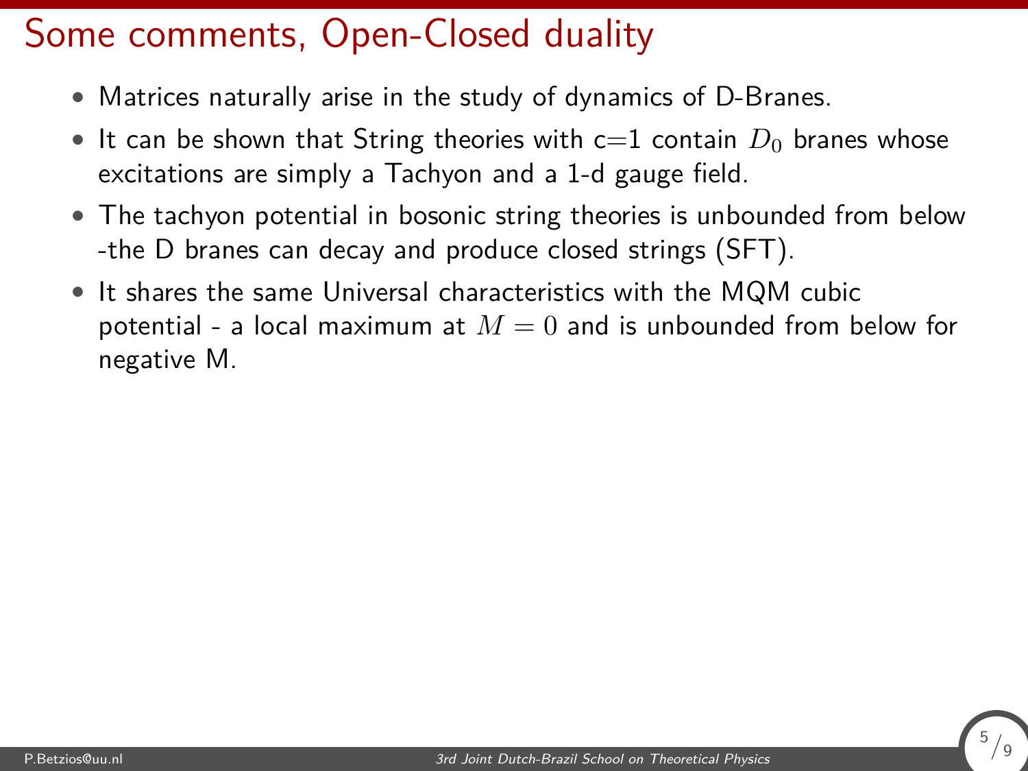# Some comments, Open-Closed duality

- Matrices naturally arise in the study of dynamics of D-Branes.
- It can be shown that String theories with c=1 contain $D_0$ branes whose excitations are simply a Tachyon and a 1-d gauge field.
- The tachyon potential in bosonic string theories is unbounded from below -the D branes can decay and produce closed strings (SFT).
- It shares the same Universal characteristics with the MQM cubic potential - a local maximum at $M = 0$ and is unbounded from below for negative M.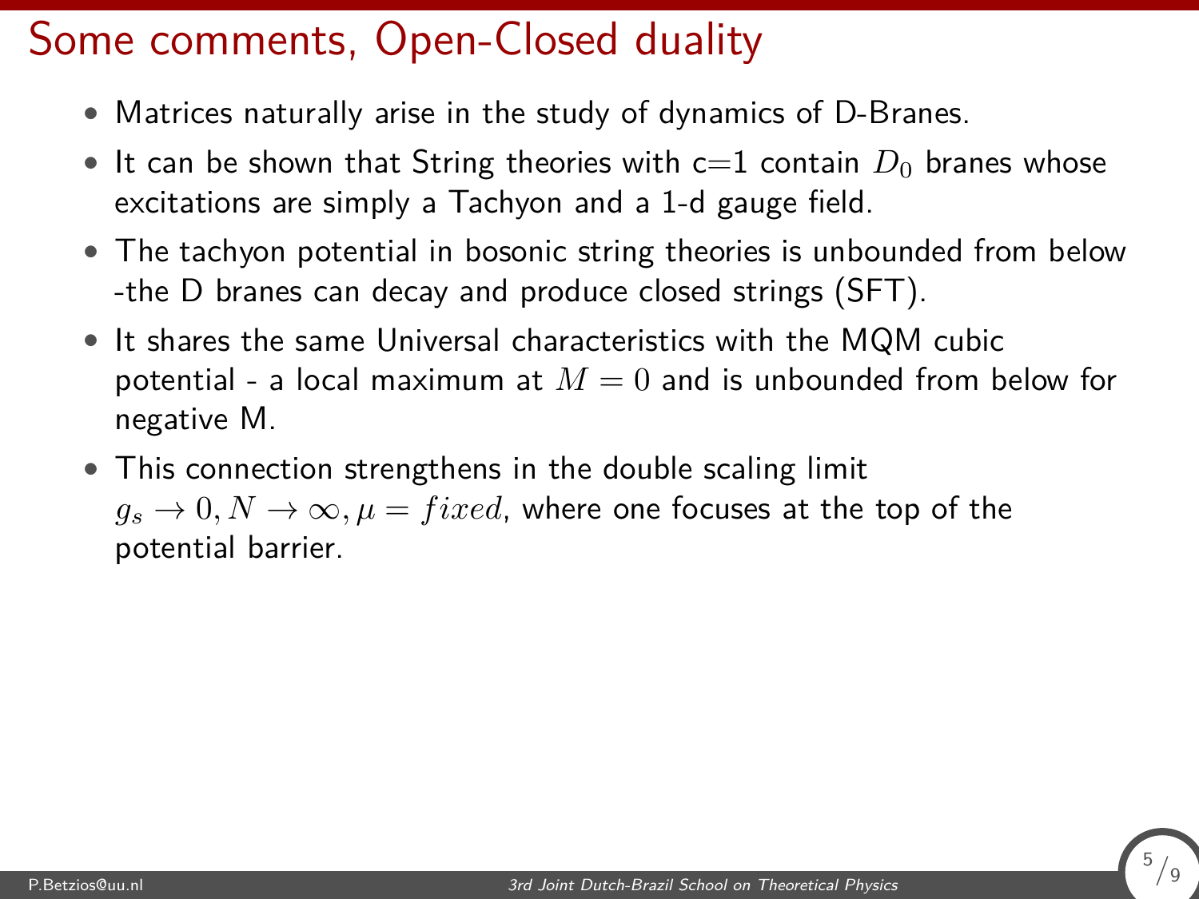# Some comments, Open-Closed duality

- Matrices naturally arise in the study of dynamics of D-Branes.
- It can be shown that String theories with c=1 contain $D_0$ branes whose excitations are simply a Tachyon and a 1-d gauge field.
- The tachyon potential in bosonic string theories is unbounded from below -the D branes can decay and produce closed strings (SFT).
- It shares the same Universal characteristics with the MQM cubic potential - a local maximum at $M = 0$ and is unbounded from below for negative M.
- This connection strengthens in the double scaling limit $g_s \to 0, N \to \infty, \mu = fixed$, where one focuses at the top of the potential barrier.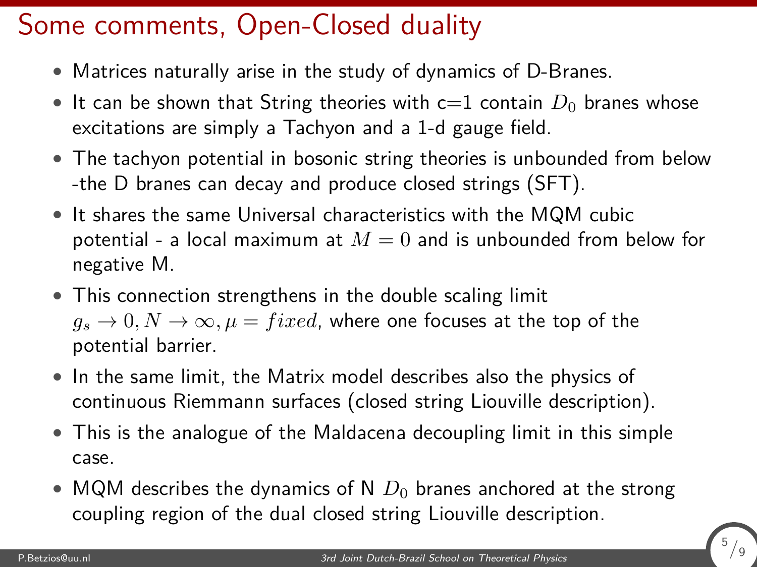# Some comments, Open-Closed duality

- Matrices naturally arise in the study of dynamics of D-Branes.
- It can be shown that String theories with c=1 contain $D_0$ branes whose excitations are simply a Tachyon and a 1-d gauge field.
- The tachyon potential in bosonic string theories is unbounded from below -the D branes can decay and produce closed strings (SFT).
- It shares the same Universal characteristics with the MQM cubic potential - a local maximum at $M = 0$ and is unbounded from below for negative M.
- This connection strengthens in the double scaling limit $g_s \to 0, N \to \infty, \mu = fixed$, where one focuses at the top of the potential barrier.
- In the same limit, the Matrix model describes also the physics of continuous Riemmann surfaces (closed string Liouville description).
- This is the analogue of the Maldacena decoupling limit in this simple case.
- MQM describes the dynamics of N $D_0$ branes anchored at the strong coupling region of the dual closed string Liouville description.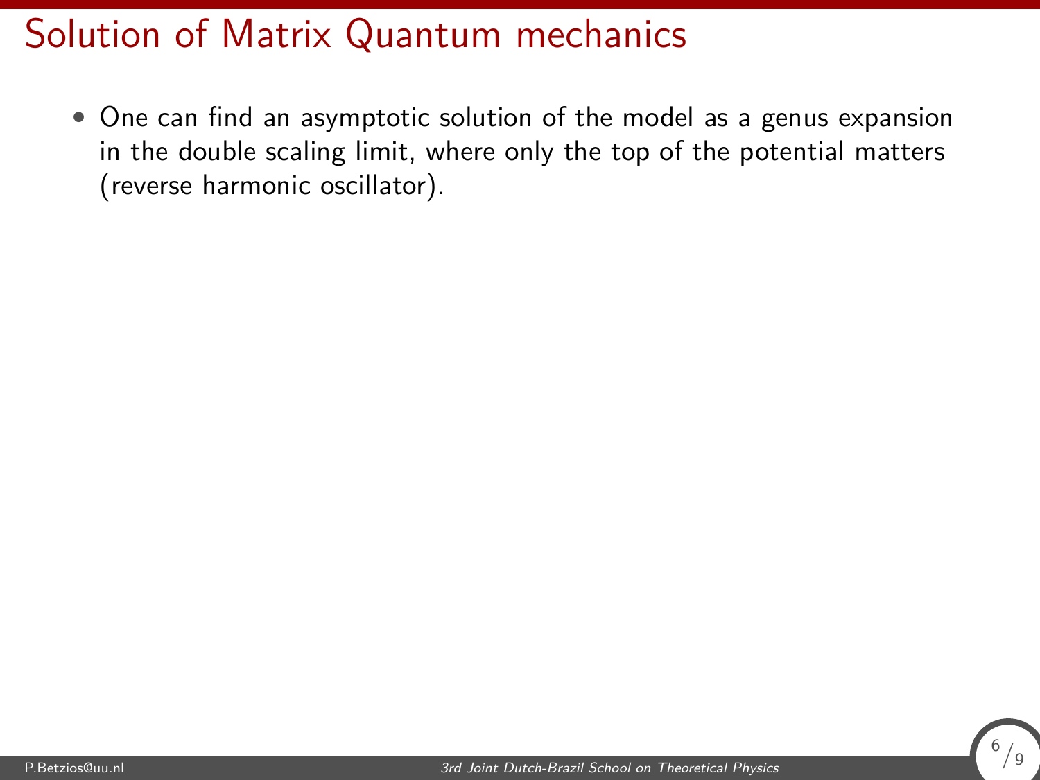# Solution of Matrix Quantum mechanics

- One can find an asymptotic solution of the model as a genus expansion in the double scaling limit, where only the top of the potential matters (reverse harmonic oscillator).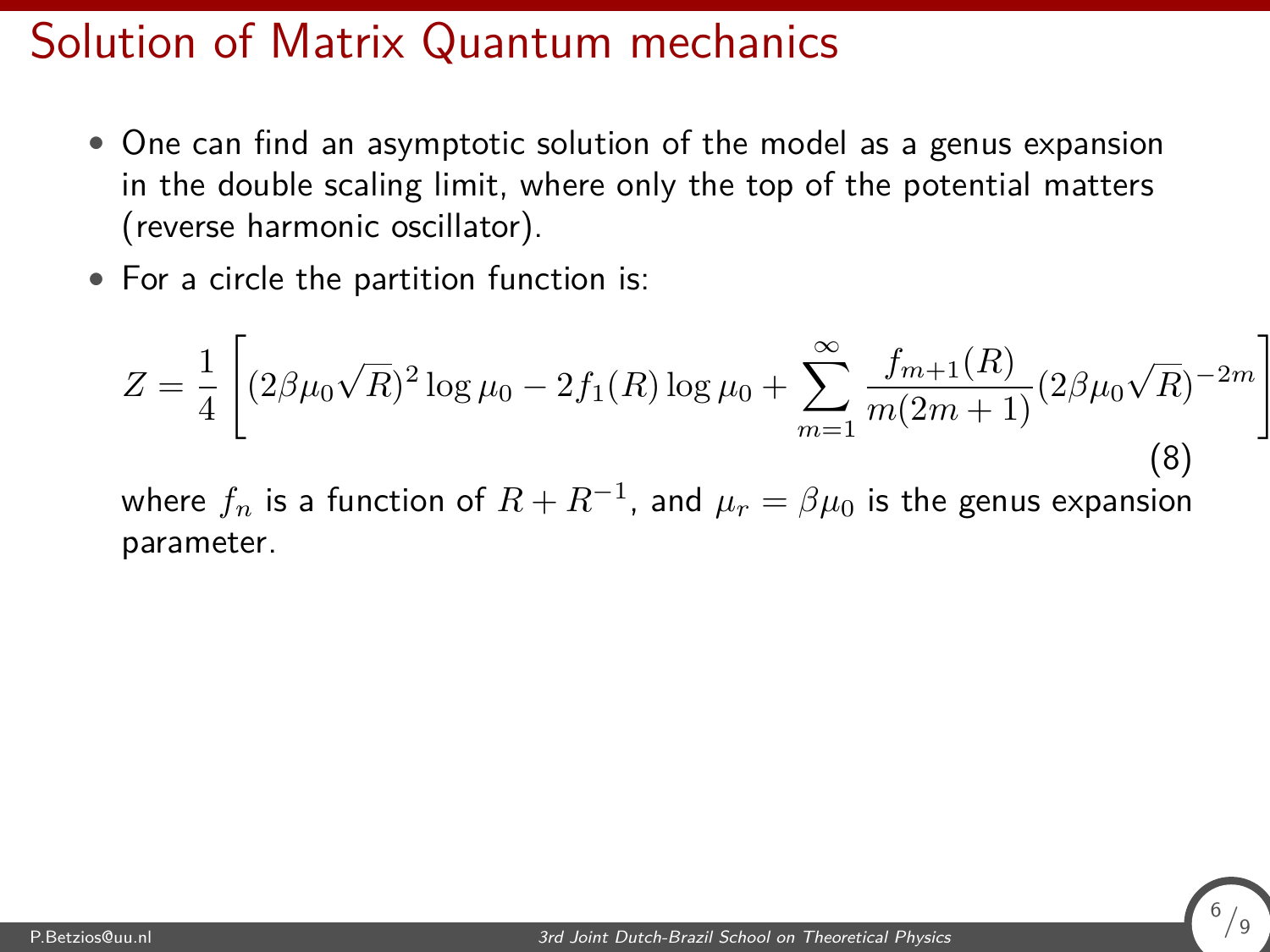# Solution of Matrix Quantum mechanics

- One can find an asymptotic solution of the model as a genus expansion in the double scaling limit, where only the top of the potential matters (reverse harmonic oscillator).
- For a circle the partition function is:

$$Z = \frac{1}{4}\left[(2\beta\mu_0\sqrt{R})^2 \log \mu_0 - 2 f_1(R) \log \mu_0 + \sum_{m=1}^{\infty} \frac{f_{m+1}(R)}{m(2m+1)} (2\beta\mu_0\sqrt{R})^{-2m}\right] \tag{8}$$

where $f_n$ is a function of $R + R^{-1}$, and $\mu_r = \beta\mu_0$ is the genus expansion parameter.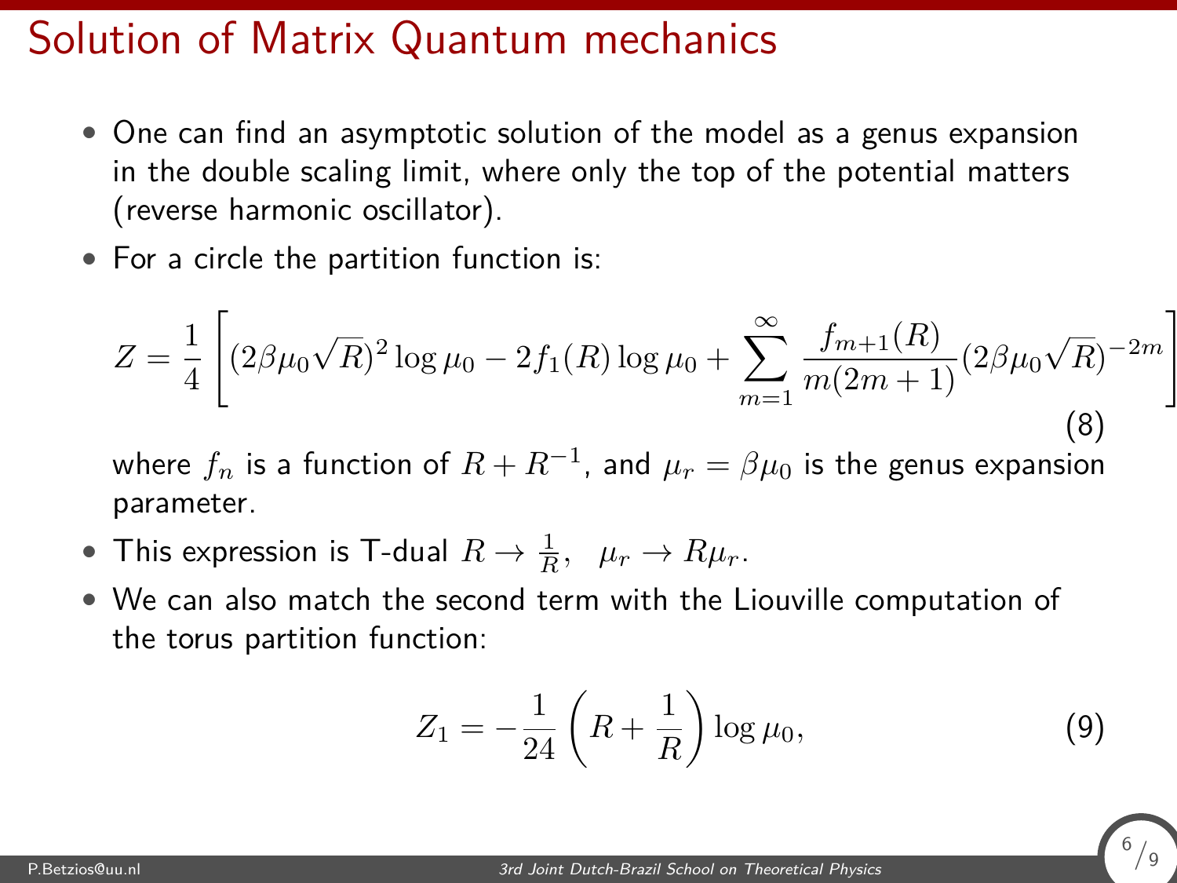# Solution of Matrix Quantum mechanics

- One can find an asymptotic solution of the model as a genus expansion in the double scaling limit, where only the top of the potential matters (reverse harmonic oscillator).
- For a circle the partition function is:

$$Z = \frac{1}{4}\left[(2\beta\mu_0\sqrt{R})^2 \log\mu_0 - 2f_1(R)\log\mu_0 + \sum_{m=1}^{\infty}\frac{f_{m+1}(R)}{m(2m+1)}(2\beta\mu_0\sqrt{R})^{-2m}\right] \tag{8}$$

where $f_n$ is a function of $R + R^{-1}$, and $\mu_r = \beta\mu_0$ is the genus expansion parameter.

- This expression is T-dual $R \to \frac{1}{R}, \ \ \mu_r \to R\mu_r$.
- We can also match the second term with the Liouville computation of the torus partition function:

$$Z_1 = -\frac{1}{24}\left(R + \frac{1}{R}\right)\log\mu_0, \tag{9}$$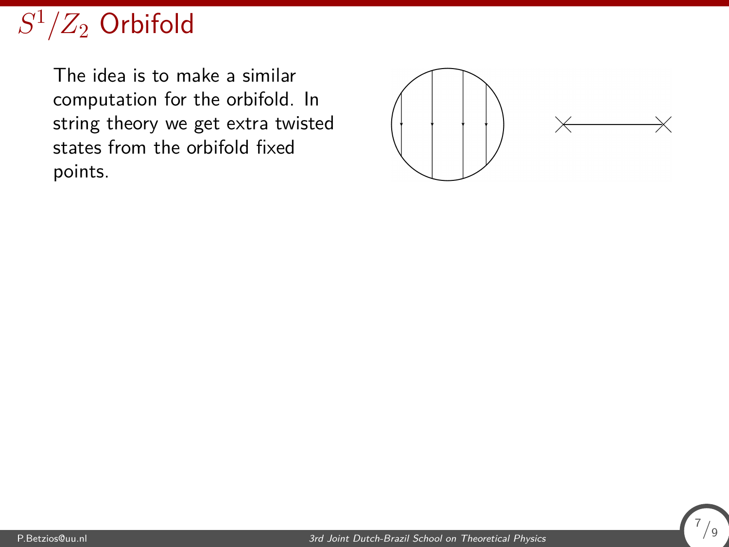# $S^1/Z_2$ Orbifold

The idea is to make a similar computation for the orbifold. In string theory we get extra twisted states from the orbifold fixed points.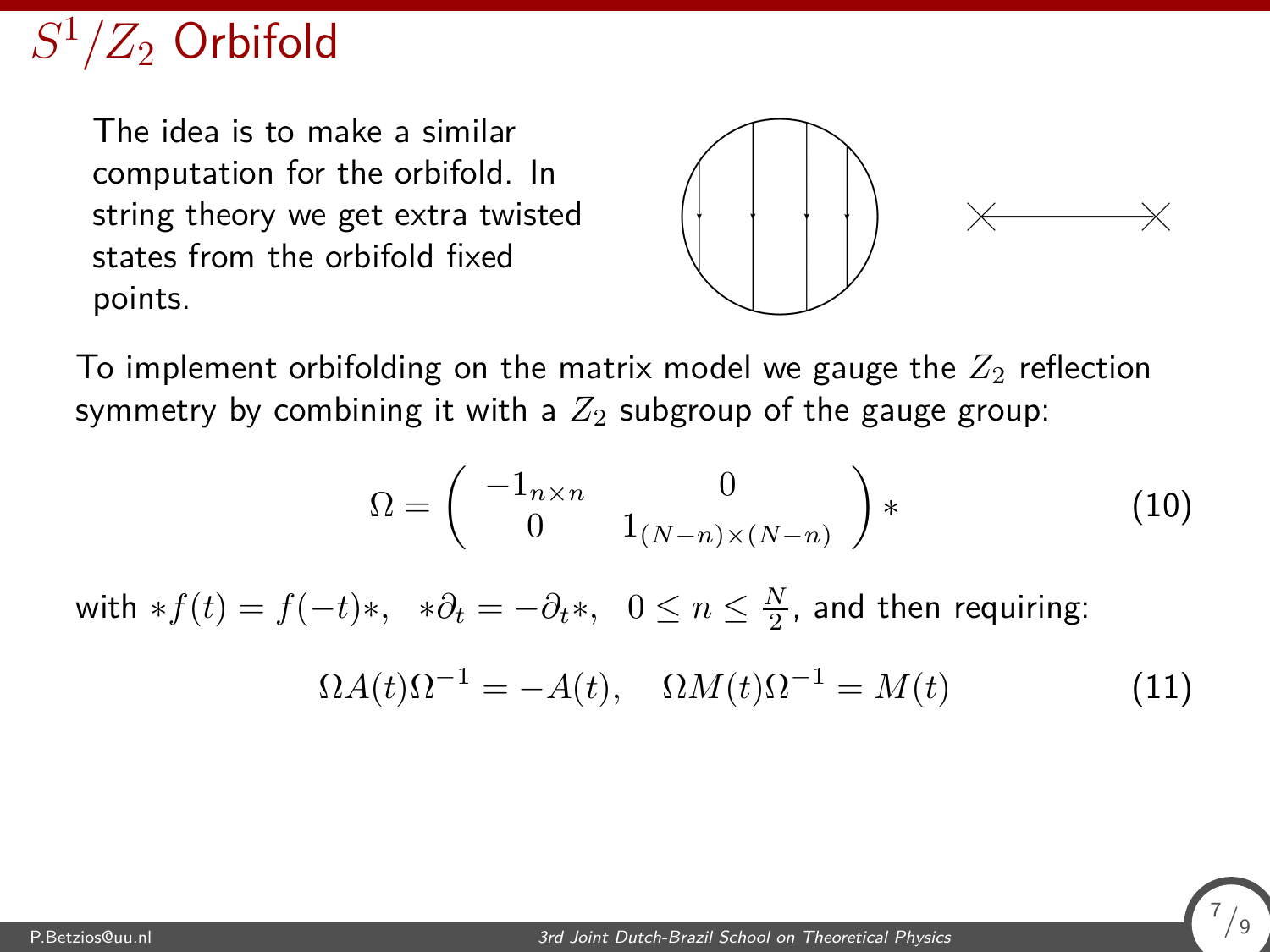# $S^1/Z_2$ Orbifold

The idea is to make a similar computation for the orbifold. In string theory we get extra twisted states from the orbifold fixed points.

To implement orbifolding on the matrix model we gauge the $Z_2$ reflection symmetry by combining it with a $Z_2$ subgroup of the gauge group:

$$\Omega = \begin{pmatrix} -1_{n\times n} & 0 \\ 0 & 1_{(N-n)\times(N-n)} \end{pmatrix} * \tag{10}$$

with $*f(t) = f(-t)*$, $\;*\partial_t = -\partial_t *$, $\;0 \leq n \leq \frac{N}{2}$, and then requiring:

$$\Omega A(t) \Omega^{-1} = -A(t), \quad \Omega M(t) \Omega^{-1} = M(t) \tag{11}$$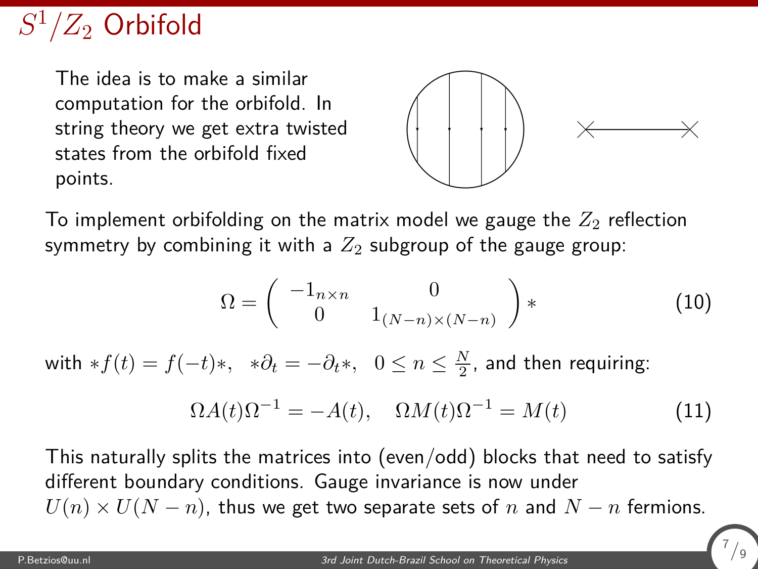# $S^1/Z_2$ Orbifold

The idea is to make a similar computation for the orbifold. In string theory we get extra twisted states from the orbifold fixed points.

To implement orbifolding on the matrix model we gauge the $Z_2$ reflection symmetry by combining it with a $Z_2$ subgroup of the gauge group:

$$\Omega = \begin{pmatrix} -1_{n\times n} & 0 \\ 0 & 1_{(N-n)\times(N-n)} \end{pmatrix} * \tag{10}$$

with $*f(t) = f(-t)*, \quad *\partial_t = -\partial_t *, \quad 0 \leq n \leq \frac{N}{2}$, and then requiring:

$$\Omega A(t) \Omega^{-1} = -A(t), \quad \Omega M(t) \Omega^{-1} = M(t) \tag{11}$$

This naturally splits the matrices into (even/odd) blocks that need to satisfy different boundary conditions. Gauge invariance is now under $U(n) \times U(N-n)$, thus we get two separate sets of $n$ and $N-n$ fermions.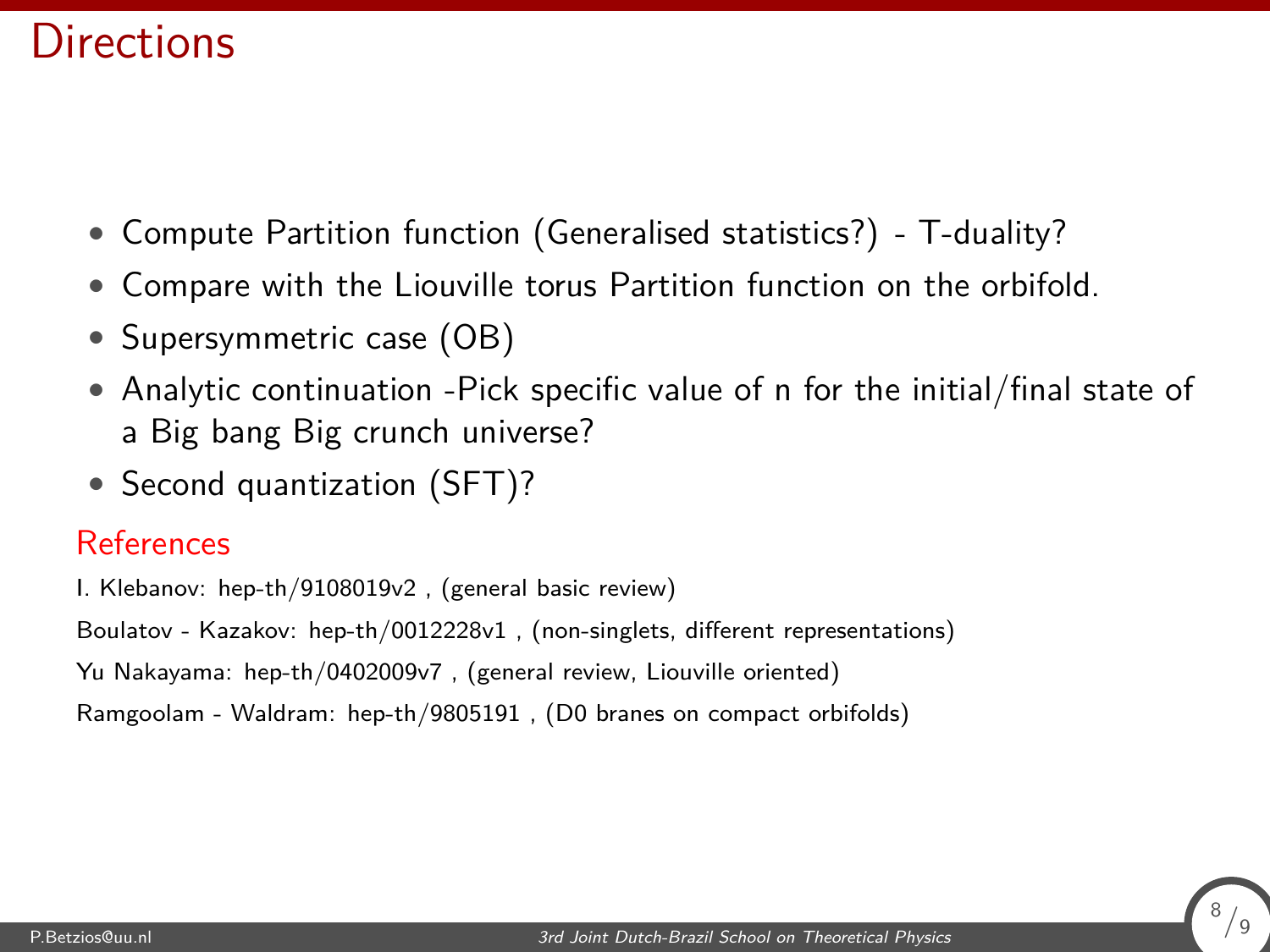# Directions

- Compute Partition function (Generalised statistics?) - T-duality?
- Compare with the Liouville torus Partition function on the orbifold.
- Supersymmetric case (OB)
- Analytic continuation -Pick specific value of n for the initial/final state of a Big bang Big crunch universe?
- Second quantization (SFT)?

## References

I. Klebanov: hep-th/9108019v2 , (general basic review)

Boulatov - Kazakov: hep-th/0012228v1 , (non-singlets, different representations)

Yu Nakayama: hep-th/0402009v7 , (general review, Liouville oriented)

Ramgoolam - Waldram: hep-th/9805191 , (D0 branes on compact orbifolds)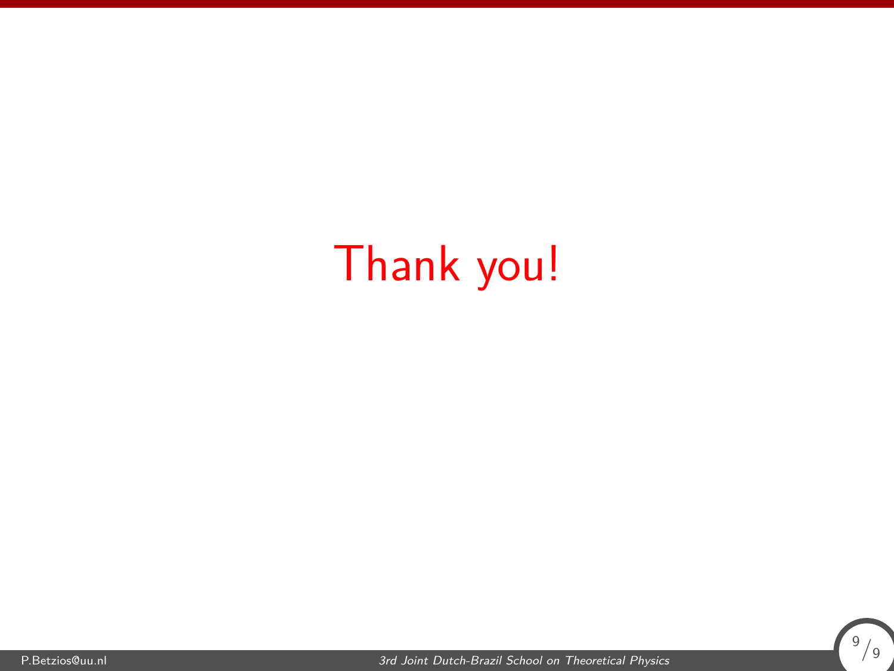Thank you!